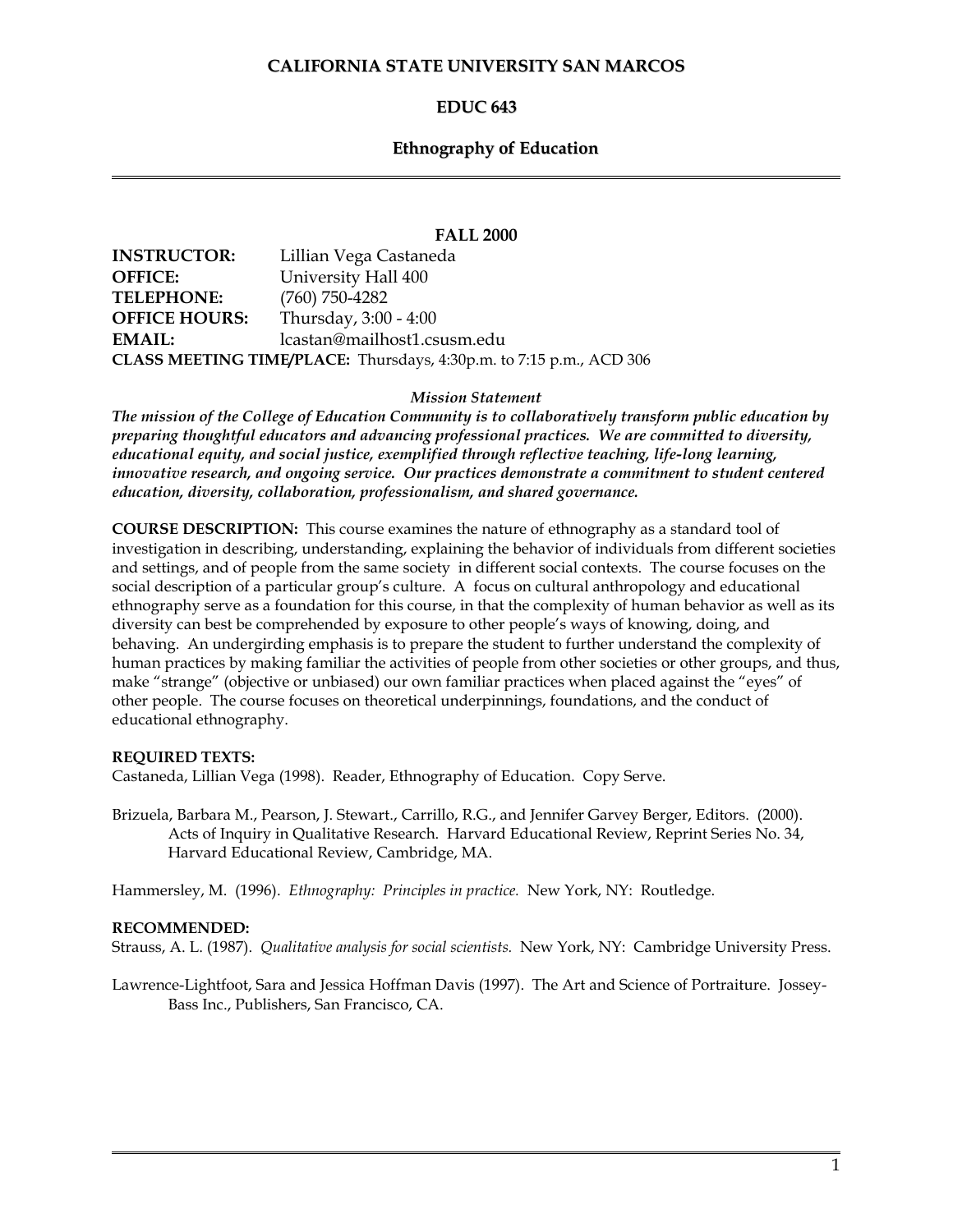# CALIFORNIA STATE UNIVERSITY SAN MARCOS

## EDUC 643

## Ethnography of Education

**FALL 2000**

**INSTRUCTOR:** Lillian Vega Castaneda
**OFFICE:** University Hall 400
**TELEPHONE:** (760) 750-4282
**OFFICE HOURS:** Thursday, 3:00 - 4:00
**EMAIL:** lcastan@mailhost1.csusm.edu
**CLASS MEETING TIME/PLACE:** Thursdays, 4:30p.m. to 7:15 p.m., ACD 306

***Mission Statement***

***The mission of the College of Education Community is to collaboratively transform public education by preparing thoughtful educators and advancing professional practices. We are committed to diversity, educational equity, and social justice, exemplified through reflective teaching, life-long learning, innovative research, and ongoing service. Our practices demonstrate a commitment to student centered education, diversity, collaboration, professionalism, and shared governance.***

**COURSE DESCRIPTION:** This course examines the nature of ethnography as a standard tool of investigation in describing, understanding, explaining the behavior of individuals from different societies and settings, and of people from the same society in different social contexts. The course focuses on the social description of a particular group's culture. A focus on cultural anthropology and educational ethnography serve as a foundation for this course, in that the complexity of human behavior as well as its diversity can best be comprehended by exposure to other people's ways of knowing, doing, and behaving. An undergirding emphasis is to prepare the student to further understand the complexity of human practices by making familiar the activities of people from other societies or other groups, and thus, make "strange" (objective or unbiased) our own familiar practices when placed against the "eyes" of other people. The course focuses on theoretical underpinnings, foundations, and the conduct of educational ethnography.

**REQUIRED TEXTS:**

Castaneda, Lillian Vega (1998). Reader, Ethnography of Education. Copy Serve.

Brizuela, Barbara M., Pearson, J. Stewart., Carrillo, R.G., and Jennifer Garvey Berger, Editors. (2000). Acts of Inquiry in Qualitative Research. Harvard Educational Review, Reprint Series No. 34, Harvard Educational Review, Cambridge, MA.

Hammersley, M. (1996). *Ethnography: Principles in practice.* New York, NY: Routledge.

**RECOMMENDED:**

Strauss, A. L. (1987). *Qualitative analysis for social scientists.* New York, NY: Cambridge University Press.

Lawrence-Lightfoot, Sara and Jessica Hoffman Davis (1997). The Art and Science of Portraiture. Jossey-Bass Inc., Publishers, San Francisco, CA.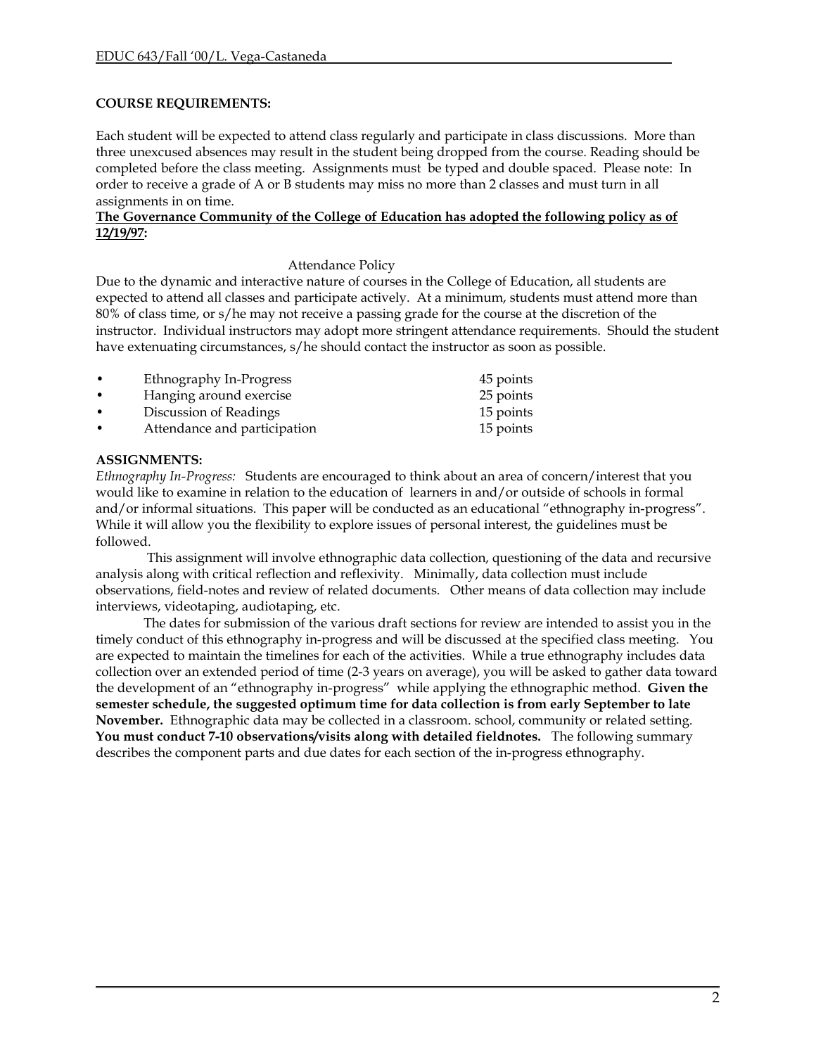**COURSE REQUIREMENTS:**

Each student will be expected to attend class regularly and participate in class discussions. More than three unexcused absences may result in the student being dropped from the course. Reading should be completed before the class meeting. Assignments must be typed and double spaced. Please note: In order to receive a grade of A or B students may miss no more than 2 classes and must turn in all assignments in on time.

**The Governance Community of the College of Education has adopted the following policy as of 12/19/97:**

Attendance Policy

Due to the dynamic and interactive nature of courses in the College of Education, all students are expected to attend all classes and participate actively. At a minimum, students must attend more than 80% of class time, or s/he may not receive a passing grade for the course at the discretion of the instructor. Individual instructors may adopt more stringent attendance requirements. Should the student have extenuating circumstances, s/he should contact the instructor as soon as possible.

- Ethnography In-Progress — 45 points
- Hanging around exercise — 25 points
- Discussion of Readings — 15 points
- Attendance and participation — 15 points

**ASSIGNMENTS:**

*Ethnography In-Progress:* Students are encouraged to think about an area of concern/interest that you would like to examine in relation to the education of learners in and/or outside of schools in formal and/or informal situations. This paper will be conducted as an educational "ethnography in-progress". While it will allow you the flexibility to explore issues of personal interest, the guidelines must be followed.

This assignment will involve ethnographic data collection, questioning of the data and recursive analysis along with critical reflection and reflexivity. Minimally, data collection must include observations, field-notes and review of related documents. Other means of data collection may include interviews, videotaping, audiotaping, etc.

The dates for submission of the various draft sections for review are intended to assist you in the timely conduct of this ethnography in-progress and will be discussed at the specified class meeting. You are expected to maintain the timelines for each of the activities. While a true ethnography includes data collection over an extended period of time (2-3 years on average), you will be asked to gather data toward the development of an "ethnography in-progress" while applying the ethnographic method. **Given the semester schedule, the suggested optimum time for data collection is from early September to late November.** Ethnographic data may be collected in a classroom. school, community or related setting. **You must conduct 7-10 observations/visits along with detailed fieldnotes.** The following summary describes the component parts and due dates for each section of the in-progress ethnography.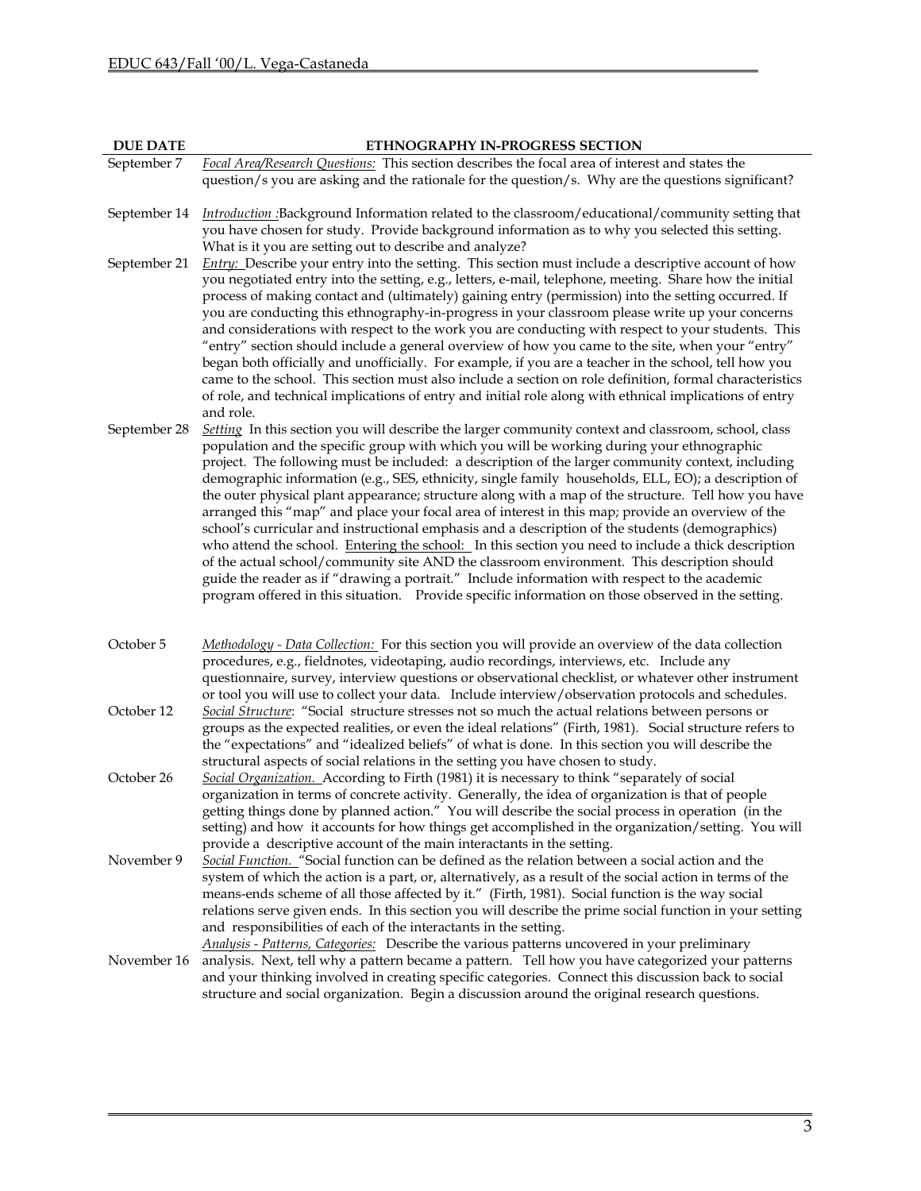| DUE DATE | ETHNOGRAPHY IN-PROGRESS SECTION |
|---|---|
| September 7 | *Focal Area/Research Questions:* This section describes the focal area of interest and states the question/s you are asking and the rationale for the question/s. Why are the questions significant? |
| September 14 | *Introduction :*Background Information related to the classroom/educational/community setting that you have chosen for study. Provide background information as to why you selected this setting. What is it you are setting out to describe and analyze? |
| September 21 | *Entry:* Describe your entry into the setting. This section must include a descriptive account of how you negotiated entry into the setting, e.g., letters, e-mail, telephone, meeting. Share how the initial process of making contact and (ultimately) gaining entry (permission) into the setting occurred. If you are conducting this ethnography-in-progress in your classroom please write up your concerns and considerations with respect to the work you are conducting with respect to your students. This "entry" section should include a general overview of how you came to the site, when your "entry" began both officially and unofficially. For example, if you are a teacher in the school, tell how you came to the school. This section must also include a section on role definition, formal characteristics of role, and technical implications of entry and initial role along with ethnical implications of entry and role. |
| September 28 | *Setting* In this section you will describe the larger community context and classroom, school, class population and the specific group with which you will be working during your ethnographic project. The following must be included: a description of the larger community context, including demographic information (e.g., SES, ethnicity, single family households, ELL, EO); a description of the outer physical plant appearance; structure along with a map of the structure. Tell how you have arranged this "map" and place your focal area of interest in this map; provide an overview of the school's curricular and instructional emphasis and a description of the students (demographics) who attend the school. Entering the school: In this section you need to include a thick description of the actual school/community site AND the classroom environment. This description should guide the reader as if "drawing a portrait." Include information with respect to the academic program offered in this situation. Provide specific information on those observed in the setting. |
| October 5 | *Methodology - Data Collection:* For this section you will provide an overview of the data collection procedures, e.g., fieldnotes, videotaping, audio recordings, interviews, etc. Include any questionnaire, survey, interview questions or observational checklist, or whatever other instrument or tool you will use to collect your data. Include interview/observation protocols and schedules. |
| October 12 | *Social Structure*: "Social structure stresses not so much the actual relations between persons or groups as the expected realities, or even the ideal relations" (Firth, 1981). Social structure refers to the "expectations" and "idealized beliefs" of what is done. In this section you will describe the structural aspects of social relations in the setting you have chosen to study. |
| October 26 | *Social Organization.* According to Firth (1981) it is necessary to think "separately of social organization in terms of concrete activity. Generally, the idea of organization is that of people getting things done by planned action." You will describe the social process in operation (in the setting) and how it accounts for how things get accomplished in the organization/setting. You will provide a descriptive account of the main interactants in the setting. |
| November 9 | *Social Function.* "Social function can be defined as the relation between a social action and the system of which the action is a part, or, alternatively, as a result of the social action in terms of the means-ends scheme of all those affected by it." (Firth, 1981). Social function is the way social relations serve given ends. In this section you will describe the prime social function in your setting and responsibilities of each of the interactants in the setting. |
| November 16 | *Analysis - Patterns, Categories:* Describe the various patterns uncovered in your preliminary analysis. Next, tell why a pattern became a pattern. Tell how you have categorized your patterns and your thinking involved in creating specific categories. Connect this discussion back to social structure and social organization. Begin a discussion around the original research questions. |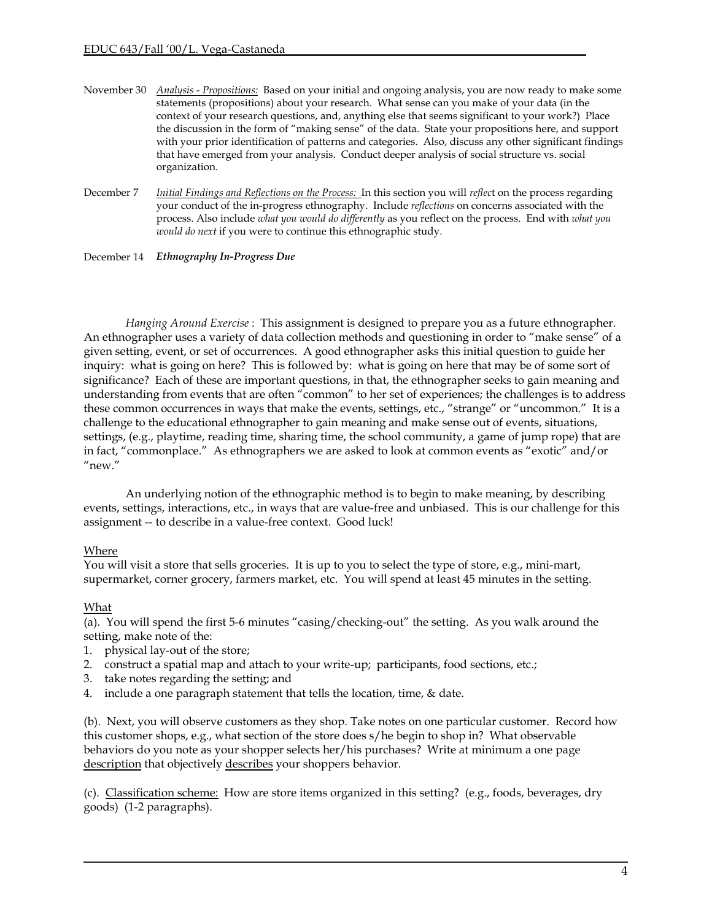November 30 *Analysis - Propositions:* Based on your initial and ongoing analysis, you are now ready to make some statements (propositions) about your research. What sense can you make of your data (in the context of your research questions, and, anything else that seems significant to your work?) Place the discussion in the form of "making sense" of the data. State your propositions here, and support with your prior identification of patterns and categories. Also, discuss any other significant findings that have emerged from your analysis. Conduct deeper analysis of social structure vs. social organization.

December 7 *Initial Findings and Reflections on the Process:* In this section you will *reflec*t on the process regarding your conduct of the in-progress ethnography. Include *reflections* on concerns associated with the process. Also include *what you would do differently* as you reflect on the process. End with *what you would do next* if you were to continue this ethnographic study.

December 14 ***Ethnography In-Progress Due***

*Hanging Around Exercise* : This assignment is designed to prepare you as a future ethnographer. An ethnographer uses a variety of data collection methods and questioning in order to "make sense" of a given setting, event, or set of occurrences. A good ethnographer asks this initial question to guide her inquiry: what is going on here? This is followed by: what is going on here that may be of some sort of significance? Each of these are important questions, in that, the ethnographer seeks to gain meaning and understanding from events that are often "common" to her set of experiences; the challenges is to address these common occurrences in ways that make the events, settings, etc., "strange" or "uncommon." It is a challenge to the educational ethnographer to gain meaning and make sense out of events, situations, settings, (e.g., playtime, reading time, sharing time, the school community, a game of jump rope) that are in fact, "commonplace." As ethnographers we are asked to look at common events as "exotic" and/or "new."

An underlying notion of the ethnographic method is to begin to make meaning, by describing events, settings, interactions, etc., in ways that are value-free and unbiased. This is our challenge for this assignment -- to describe in a value-free context. Good luck!

<u>Where</u>

You will visit a store that sells groceries. It is up to you to select the type of store, e.g., mini-mart, supermarket, corner grocery, farmers market, etc. You will spend at least 45 minutes in the setting.

<u>What</u>

(a). You will spend the first 5-6 minutes "casing/checking-out" the setting. As you walk around the setting, make note of the:

1. physical lay-out of the store;
2. construct a spatial map and attach to your write-up; participants, food sections, etc.;
3. take notes regarding the setting; and
4. include a one paragraph statement that tells the location, time, & date.

(b). Next, you will observe customers as they shop. Take notes on one particular customer. Record how this customer shops, e.g., what section of the store does s/he begin to shop in? What observable behaviors do you note as your shopper selects her/his purchases? Write at minimum a one page <u>description</u> that objectively <u>describes</u> your shoppers behavior.

(c). <u>Classification scheme:</u> How are store items organized in this setting? (e.g., foods, beverages, dry goods) (1-2 paragraphs).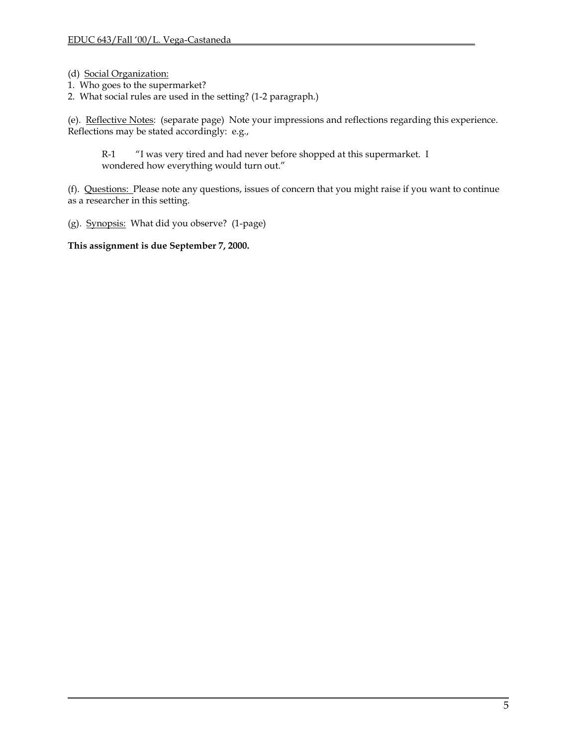(d) <u>Social Organization:</u>
1. Who goes to the supermarket?
2. What social rules are used in the setting? (1-2 paragraph.)

(e). <u>Reflective Notes</u>: (separate page) Note your impressions and reflections regarding this experience. Reflections may be stated accordingly: e.g.,

> R-1 "I was very tired and had never before shopped at this supermarket. I wondered how everything would turn out."

(f). <u>Questions:</u> Please note any questions, issues of concern that you might raise if you want to continue as a researcher in this setting.

(g). <u>Synopsis:</u> What did you observe? (1-page)

**This assignment is due September 7, 2000.**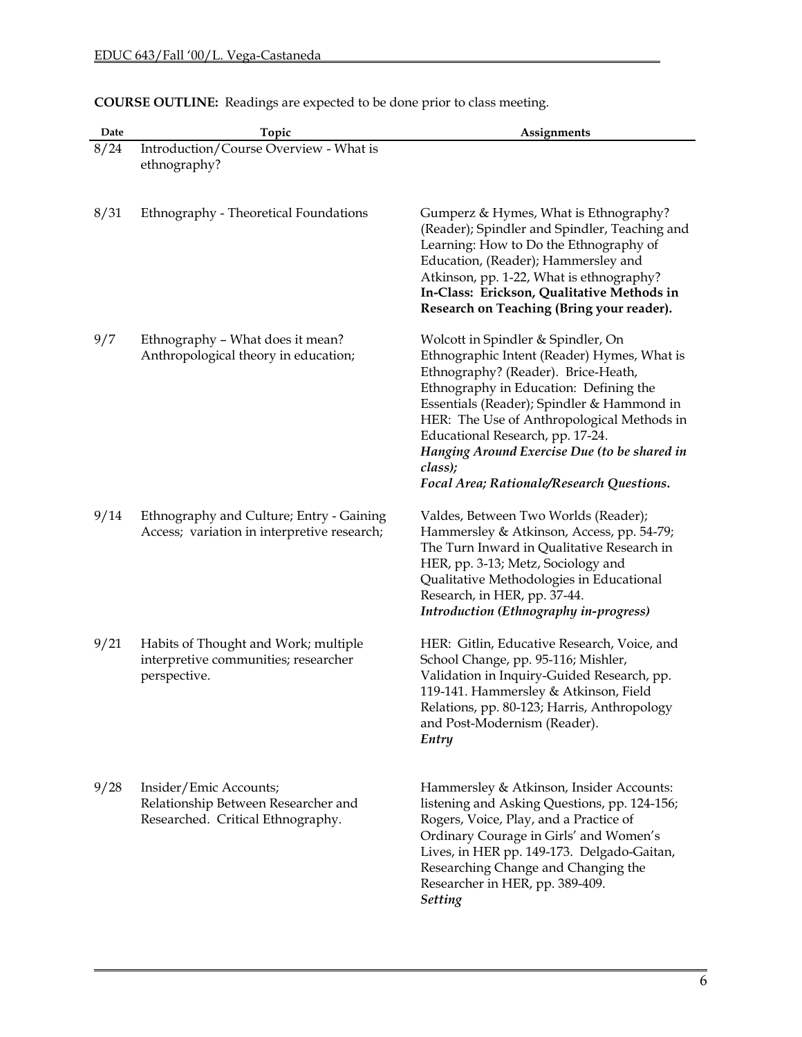**COURSE OUTLINE:** Readings are expected to be done prior to class meeting.

| Date | Topic | Assignments |
|---|---|---|
| 8/24 | Introduction/Course Overview - What is ethnography? | |
| 8/31 | Ethnography - Theoretical Foundations | Gumperz & Hymes, What is Ethnography? (Reader); Spindler and Spindler, Teaching and Learning: How to Do the Ethnography of Education, (Reader); Hammersley and Atkinson, pp. 1-22, What is ethnography? **In-Class: Erickson, Qualitative Methods in Research on Teaching (Bring your reader).** |
| 9/7 | Ethnography – What does it mean? Anthropological theory in education; | Wolcott in Spindler & Spindler, On Ethnographic Intent (Reader) Hymes, What is Ethnography? (Reader). Brice-Heath, Ethnography in Education: Defining the Essentials (Reader); Spindler & Hammond in HER: The Use of Anthropological Methods in Educational Research, pp. 17-24. ***Hanging Around Exercise Due (to be shared in class);*** ***Focal Area; Rationale/Research Questions.*** |
| 9/14 | Ethnography and Culture; Entry - Gaining Access; variation in interpretive research; | Valdes, Between Two Worlds (Reader); Hammersley & Atkinson, Access, pp. 54-79; The Turn Inward in Qualitative Research in HER, pp. 3-13; Metz, Sociology and Qualitative Methodologies in Educational Research, in HER, pp. 37-44. ***Introduction (Ethnography in-progress)*** |
| 9/21 | Habits of Thought and Work; multiple interpretive communities; researcher perspective. | HER: Gitlin, Educative Research, Voice, and School Change, pp. 95-116; Mishler, Validation in Inquiry-Guided Research, pp. 119-141. Hammersley & Atkinson, Field Relations, pp. 80-123; Harris, Anthropology and Post-Modernism (Reader). ***Entry*** |
| 9/28 | Insider/Emic Accounts; Relationship Between Researcher and Researched. Critical Ethnography. | Hammersley & Atkinson, Insider Accounts: listening and Asking Questions, pp. 124-156; Rogers, Voice, Play, and a Practice of Ordinary Courage in Girls' and Women's Lives, in HER pp. 149-173. Delgado-Gaitan, Researching Change and Changing the Researcher in HER, pp. 389-409. ***Setting*** |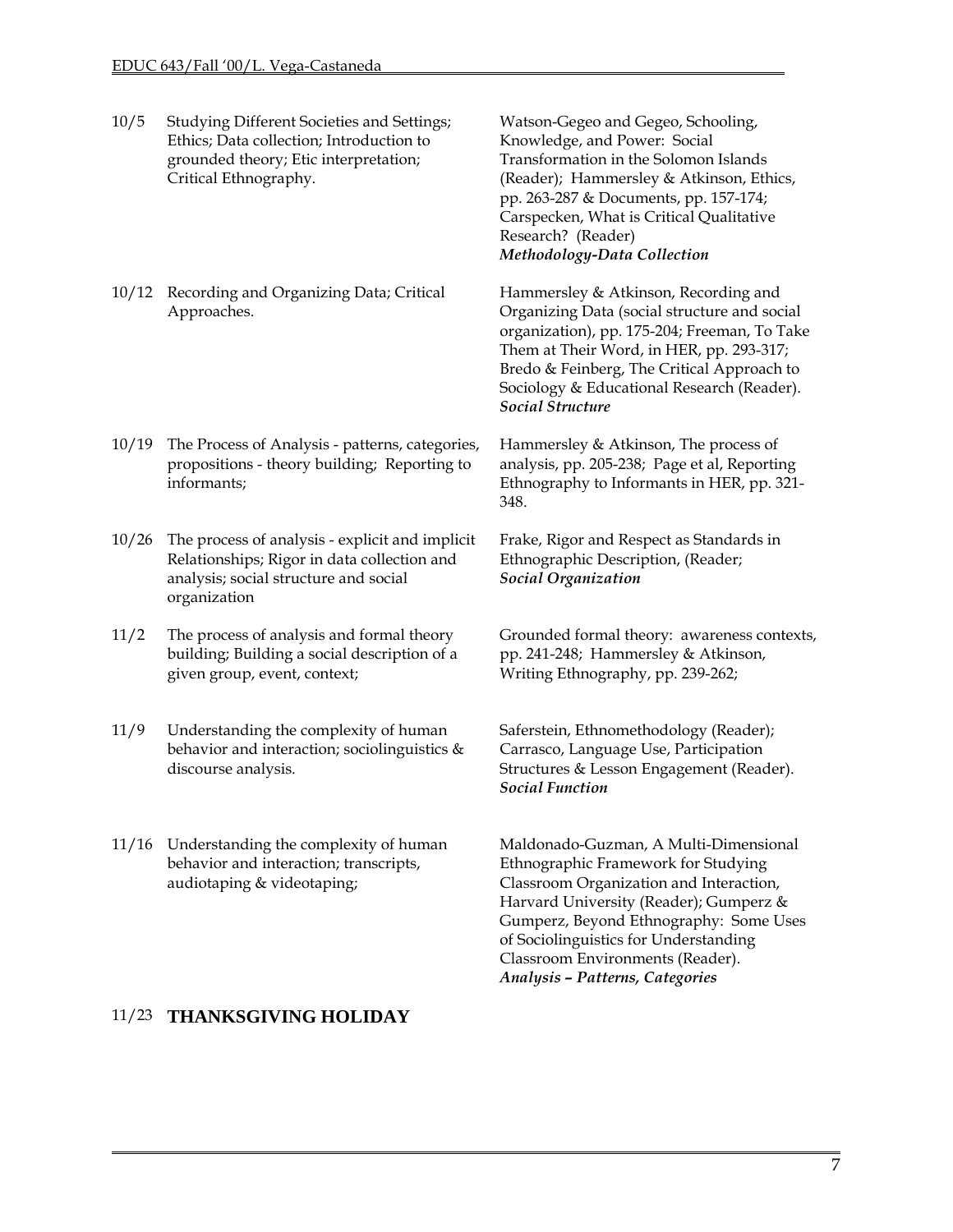| Date | Topic | Readings |
|---|---|---|
| 10/5 | Studying Different Societies and Settings; Ethics; Data collection; Introduction to grounded theory; Etic interpretation; Critical Ethnography. | Watson-Gegeo and Gegeo, Schooling, Knowledge, and Power: Social Transformation in the Solomon Islands (Reader); Hammersley & Atkinson, Ethics, pp. 263-287 & Documents, pp. 157-174; Carspecken, What is Critical Qualitative Research? (Reader) ***Methodology-Data Collection*** |
| 10/12 | Recording and Organizing Data; Critical Approaches. | Hammersley & Atkinson, Recording and Organizing Data (social structure and social organization), pp. 175-204; Freeman, To Take Them at Their Word, in HER, pp. 293-317; Bredo & Feinberg, The Critical Approach to Sociology & Educational Research (Reader). ***Social Structure*** |
| 10/19 | The Process of Analysis - patterns, categories, propositions - theory building; Reporting to informants; | Hammersley & Atkinson, The process of analysis, pp. 205-238; Page et al, Reporting Ethnography to Informants in HER, pp. 321-348. |
| 10/26 | The process of analysis - explicit and implicit Relationships; Rigor in data collection and analysis; social structure and social organization | Frake, Rigor and Respect as Standards in Ethnographic Description, (Reader; ***Social Organization*** |
| 11/2 | The process of analysis and formal theory building; Building a social description of a given group, event, context; | Grounded formal theory: awareness contexts, pp. 241-248; Hammersley & Atkinson, Writing Ethnography, pp. 239-262; |
| 11/9 | Understanding the complexity of human behavior and interaction; sociolinguistics & discourse analysis. | Saferstein, Ethnomethodology (Reader); Carrasco, Language Use, Participation Structures & Lesson Engagement (Reader). ***Social Function*** |
| 11/16 | Understanding the complexity of human behavior and interaction; transcripts, audiotaping & videotaping; | Maldonado-Guzman, A Multi-Dimensional Ethnographic Framework for Studying Classroom Organization and Interaction, Harvard University (Reader); Gumperz & Gumperz, Beyond Ethnography: Some Uses of Sociolinguistics for Understanding Classroom Environments (Reader). ***Analysis – Patterns, Categories*** |
| 11/23 | **THANKSGIVING HOLIDAY** | |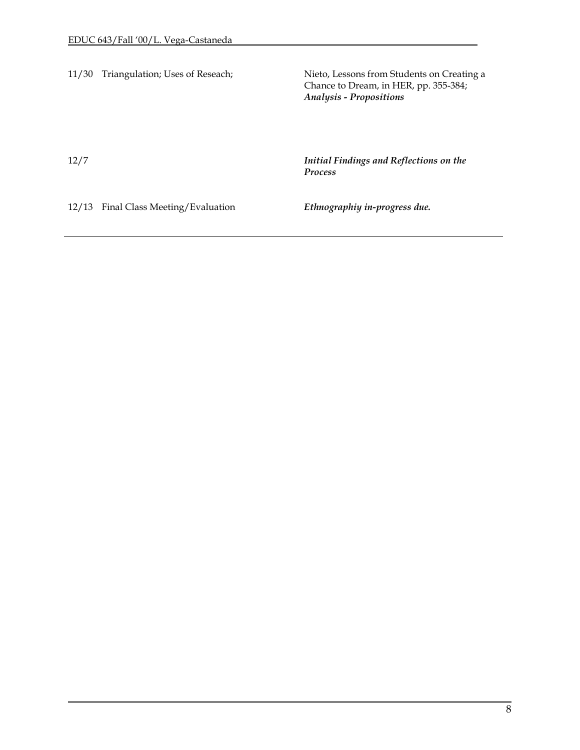| | | |
|---|---|---|
| 11/30 | Triangulation; Uses of Reseach; | Nieto, Lessons from Students on Creating a Chance to Dream, in HER, pp. 355-384; ***Analysis - Propositions*** |
| 12/7 | | ***Initial Findings and Reflections on the Process*** |
| 12/13 | Final Class Meeting/Evaluation | ***Ethnographiy in-progress due.*** |